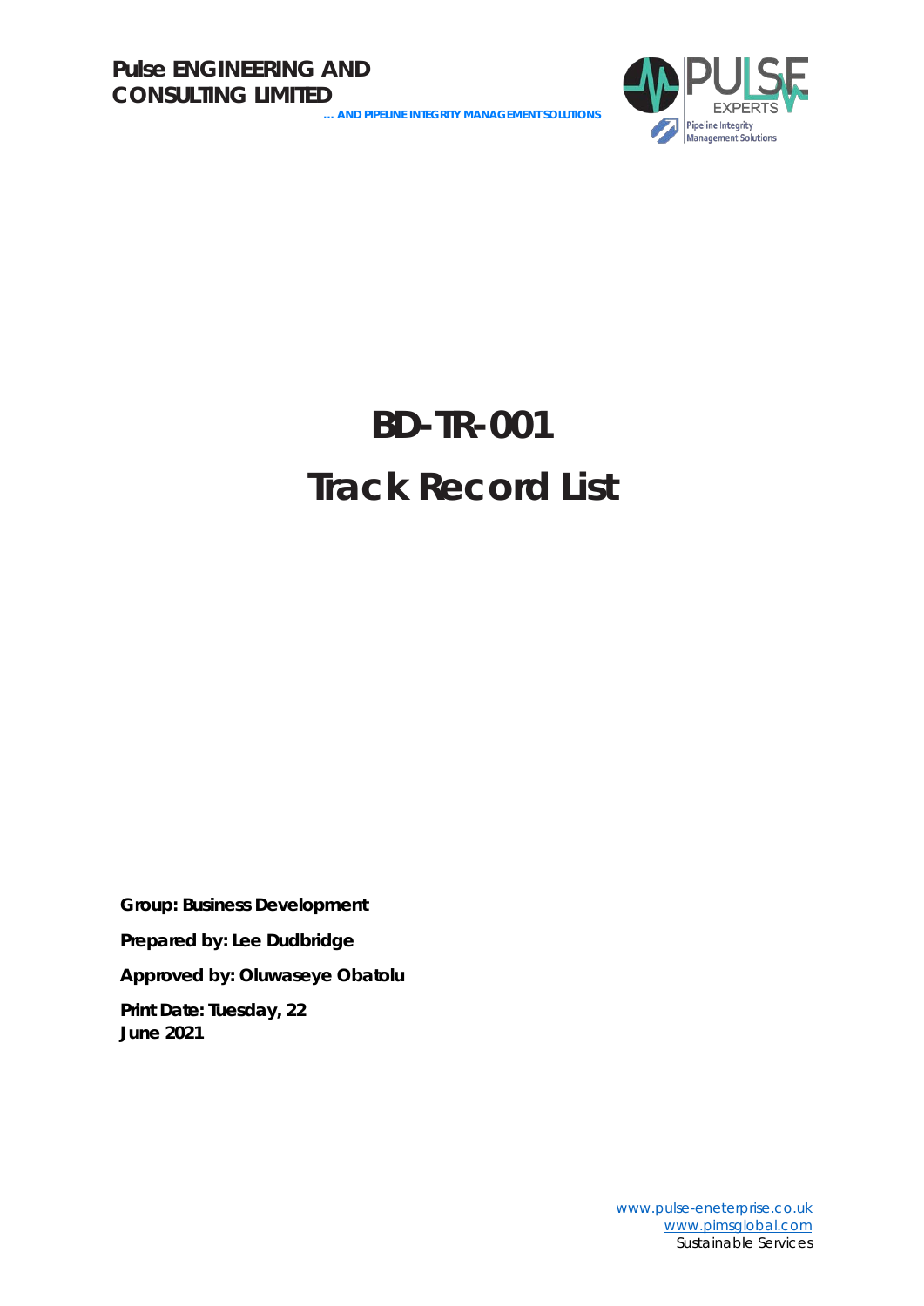**Pulse ENGINEERING AND CONSULTING LIMITED**

**… AND PIPELINE INTEGRITY MANAGEMENT SOLUTIONS**

# BD-TR-001

# Track Record List

**Group: Business Development**

**Prepared by: Lee Dudbridge**

**Approved by: Oluwaseye Obatolu**

**Print Date: Tuesday, 22 June 2021**

[www.pulse-eneterprise.co.uk](http://www.pulse-eneterprise.co.uk)
[www.pimsglobal.com](http://www.pimsglobal.com)
Sustainable Services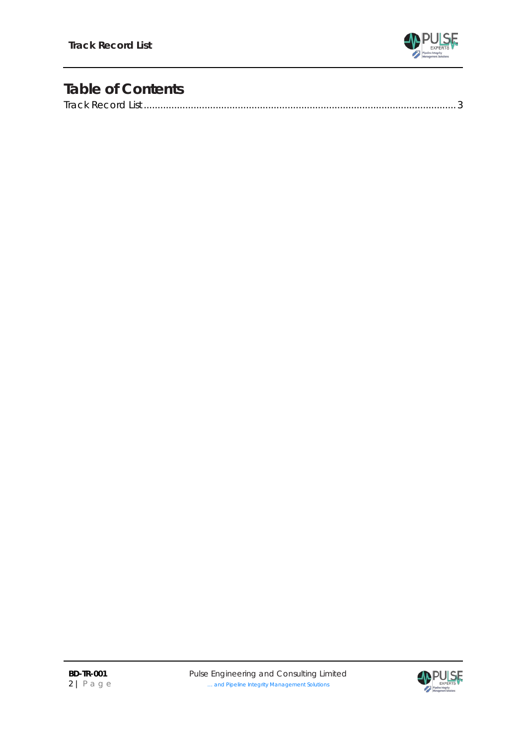# Table of Contents

Track Record List ............................................................................................................... 3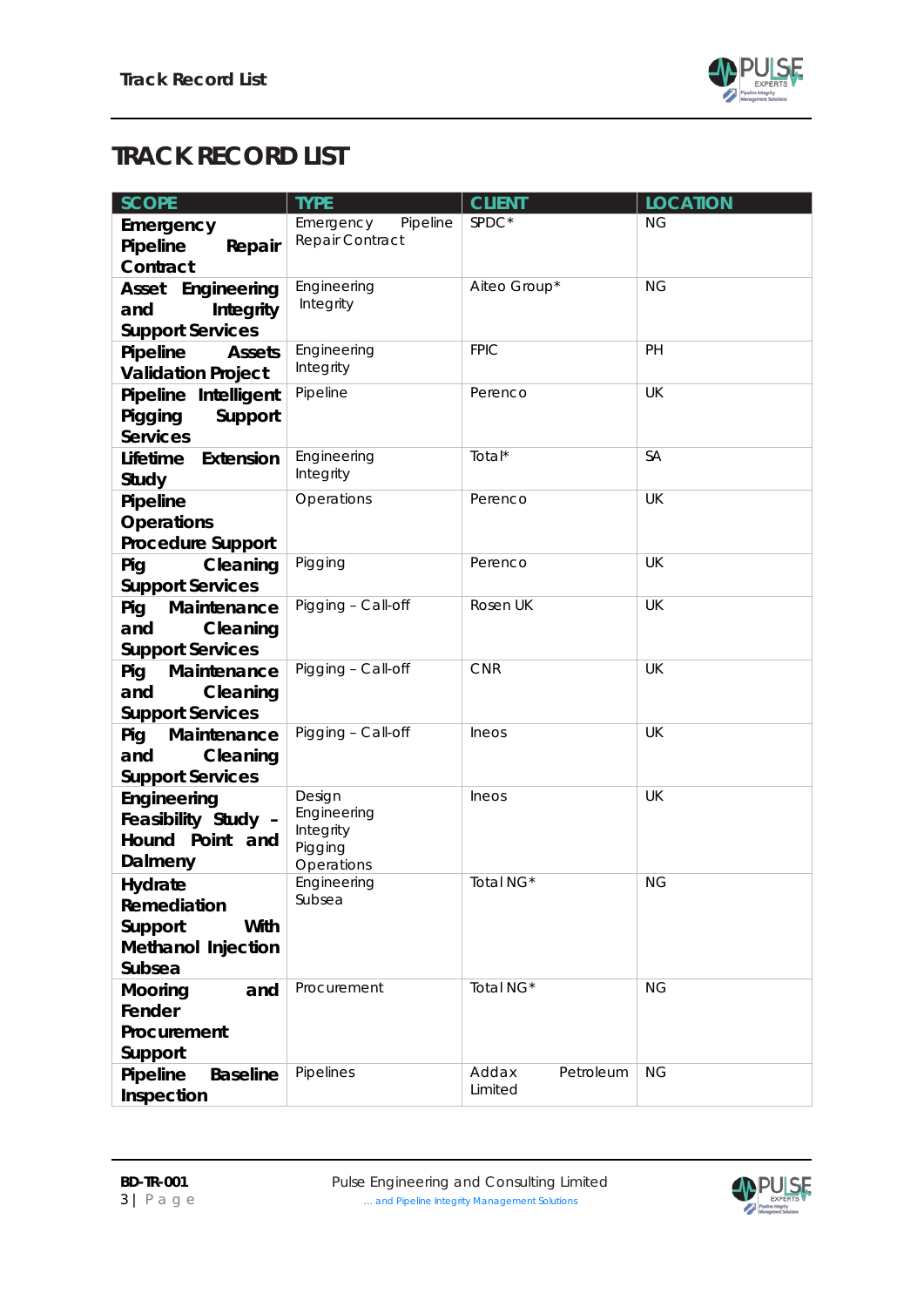# TRACK RECORD LIST

| SCOPE | TYPE | CLIENT | LOCATION |
|---|---|---|---|
| **Emergency Pipeline Repair Contract** | Emergency Pipeline Repair Contract | SPDC* | NG |
| **Asset Engineering and Integrity Support Services** | Engineering Integrity | Aiteo Group* | NG |
| **Pipeline Assets Validation Project** | Engineering Integrity | FPIC | PH |
| **Pipeline Intelligent Pigging Support Services** | Pipeline | Perenco | UK |
| **Lifetime Extension Study** | Engineering Integrity | Total* | SA |
| **Pipeline Operations Procedure Support** | Operations | Perenco | UK |
| **Pig Cleaning Support Services** | Pigging | Perenco | UK |
| **Pig Maintenance and Cleaning Support Services** | Pigging – Call-off | Rosen UK | UK |
| **Pig Maintenance and Cleaning Support Services** | Pigging – Call-off | CNR | UK |
| **Pig Maintenance and Cleaning Support Services** | Pigging – Call-off | Ineos | UK |
| **Engineering Feasibility Study – Hound Point and Dalmeny** | Design Engineering Integrity Pigging Operations | Ineos | UK |
| **Hydrate Remediation Support With Methanol Injection Subsea** | Engineering Subsea | Total NG* | NG |
| **Mooring and Fender Procurement Support** | Procurement | Total NG* | NG |
| **Pipeline Baseline Inspection** | Pipelines | Addax Petroleum Limited | NG |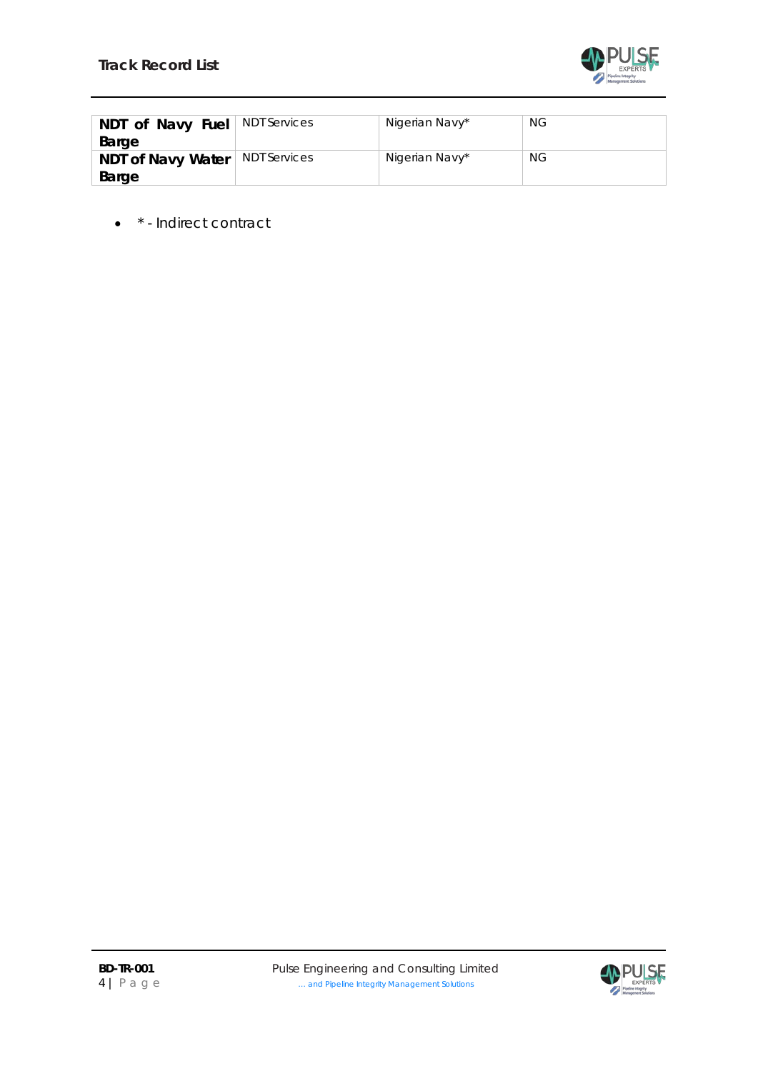| | | | |
|---|---|---|---|
| **NDT of Navy Fuel Barge** | NDT Services | Nigerian Navy* | NG |
| **NDT of Navy Water Barge** | NDT Services | Nigerian Navy* | NG |

- * - Indirect contract